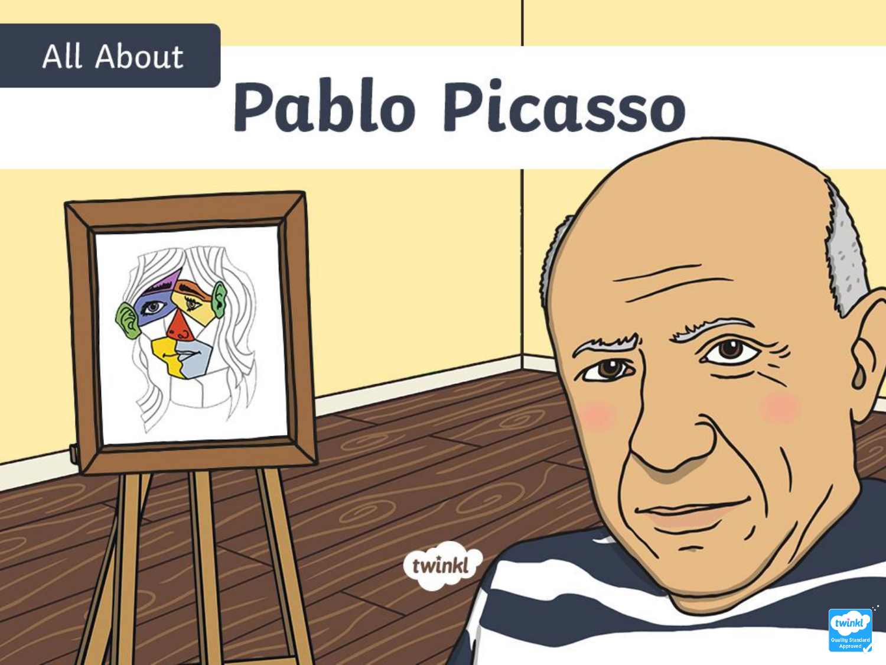All About

# Pablo Picasso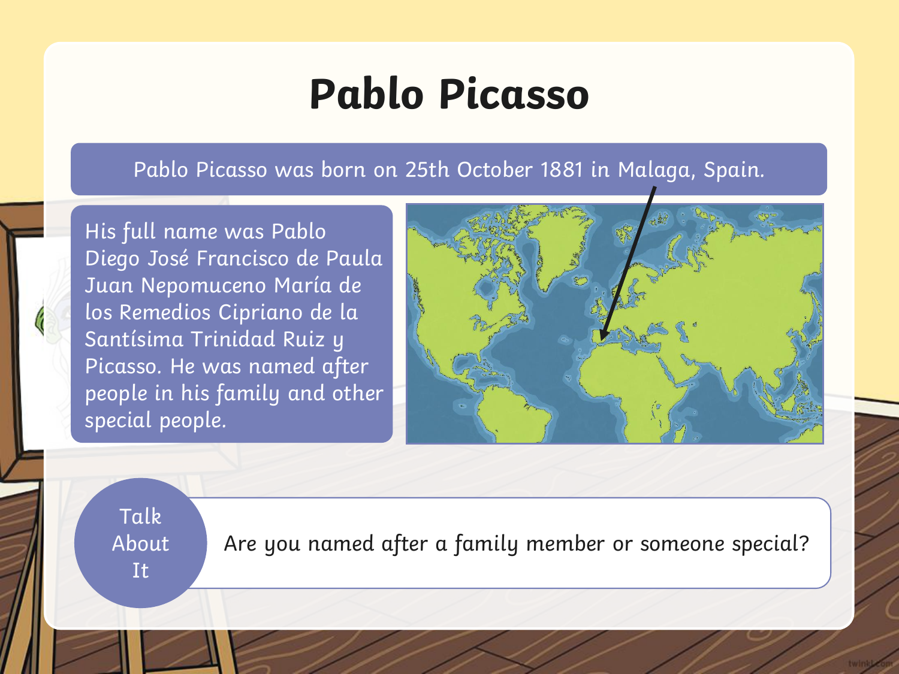# Pablo Picasso

Pablo Picasso was born on 25th October 1881 in Malaga, Spain.

His full name was Pablo Diego José Francisco de Paula Juan Nepomuceno María de los Remedios Cipriano de la Santísima Trinidad Ruiz y Picasso. He was named after people in his family and other special people.

**Talk About It**

Are you named after a family member or someone special?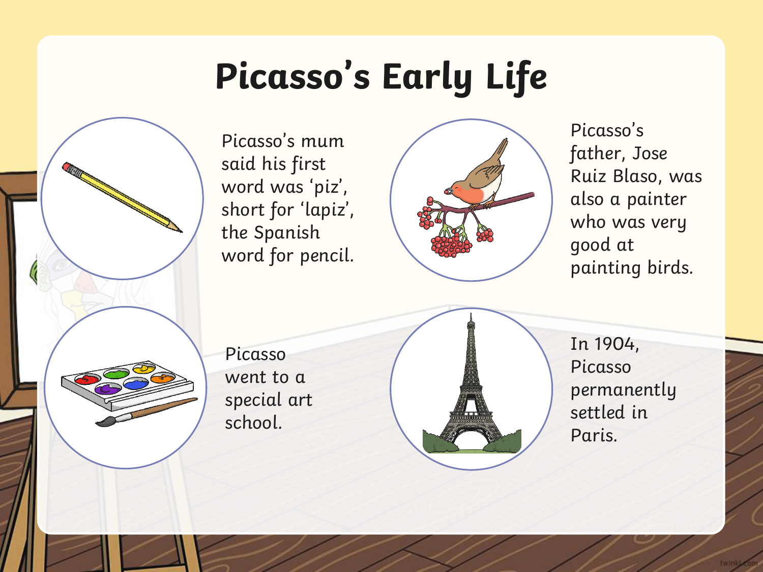# Picasso's Early Life

Picasso's mum said his first word was 'piz', short for 'lapiz', the Spanish word for pencil.

Picasso's father, Jose Ruiz Blaso, was also a painter who was very good at painting birds.

Picasso went to a special art school.

In 1904, Picasso permanently settled in Paris.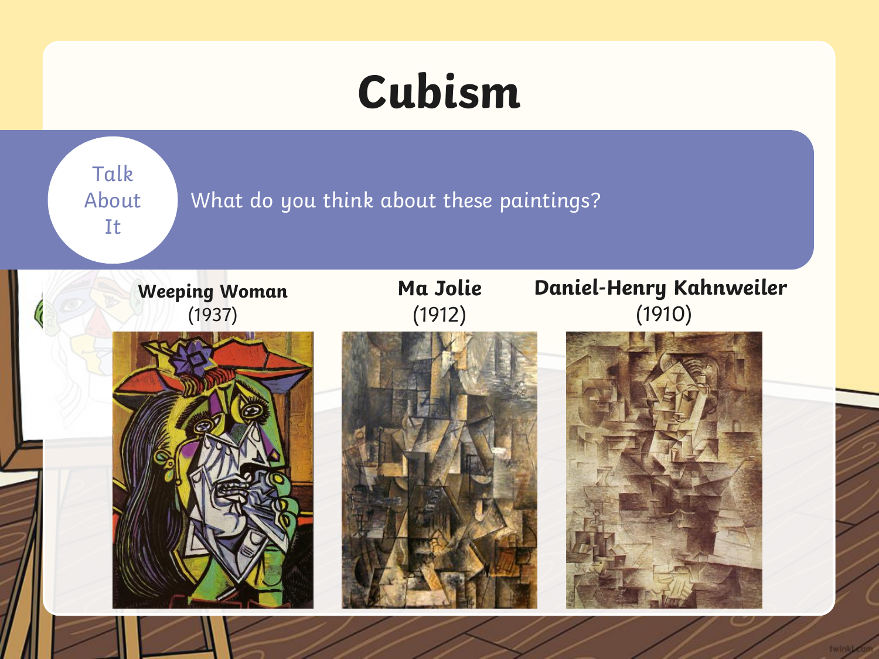# Cubism

Talk About It

What do you think about these paintings?

**Weeping Woman**
(1937)

**Ma Jolie**
(1912)

**Daniel-Henry Kahnweiler**
(1910)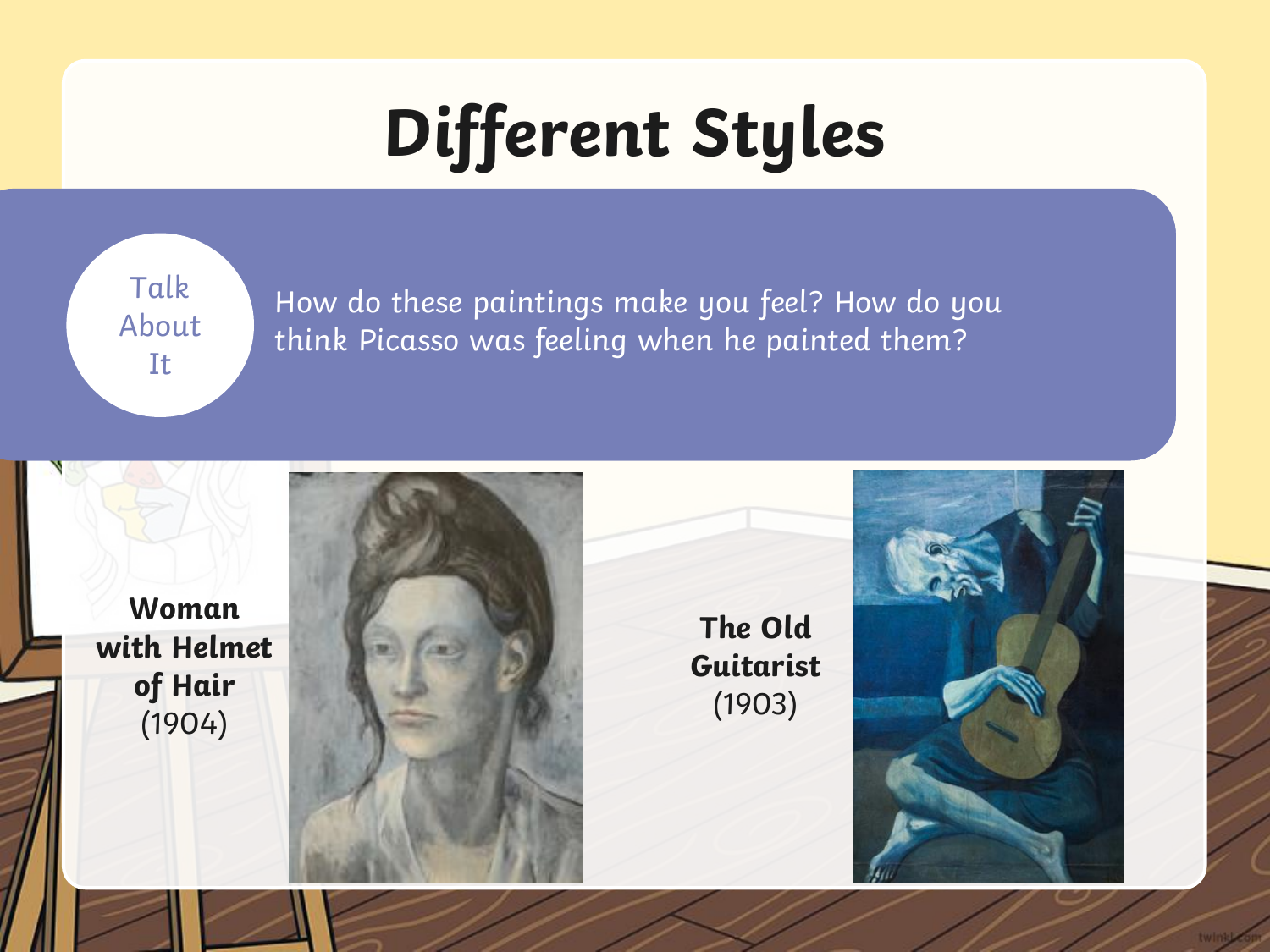# Different Styles

Talk About It

How do these paintings make you feel? How do you think Picasso was feeling when he painted them?

**Woman with Helmet of Hair** (1904)

**The Old Guitarist** (1903)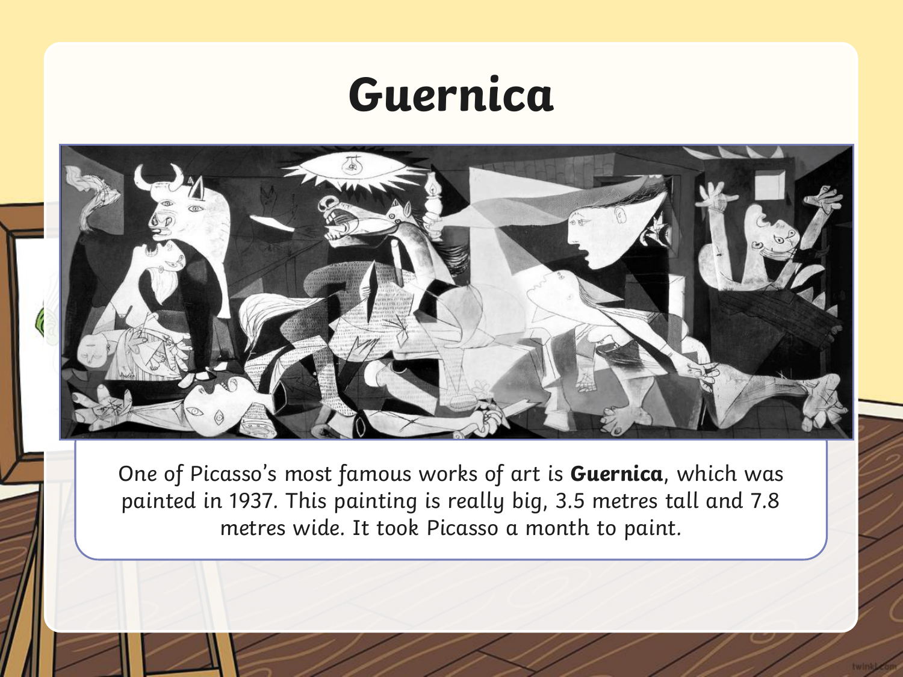# Guernica

One of Picasso's most famous works of art is **Guernica**, which was painted in 1937. This painting is really big, 3.5 metres tall and 7.8 metres wide. It took Picasso a month to paint.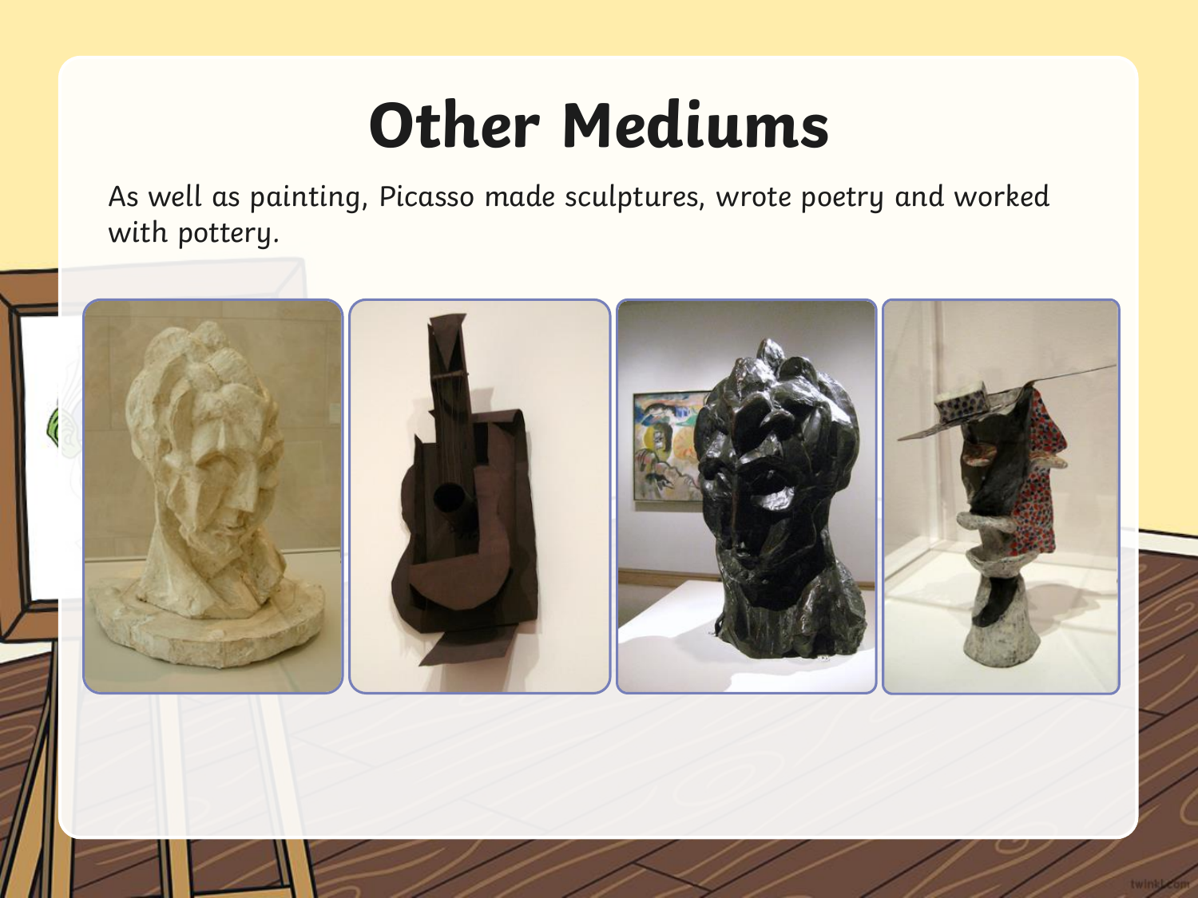# Other Mediums

As well as painting, Picasso made sculptures, wrote poetry and worked with pottery.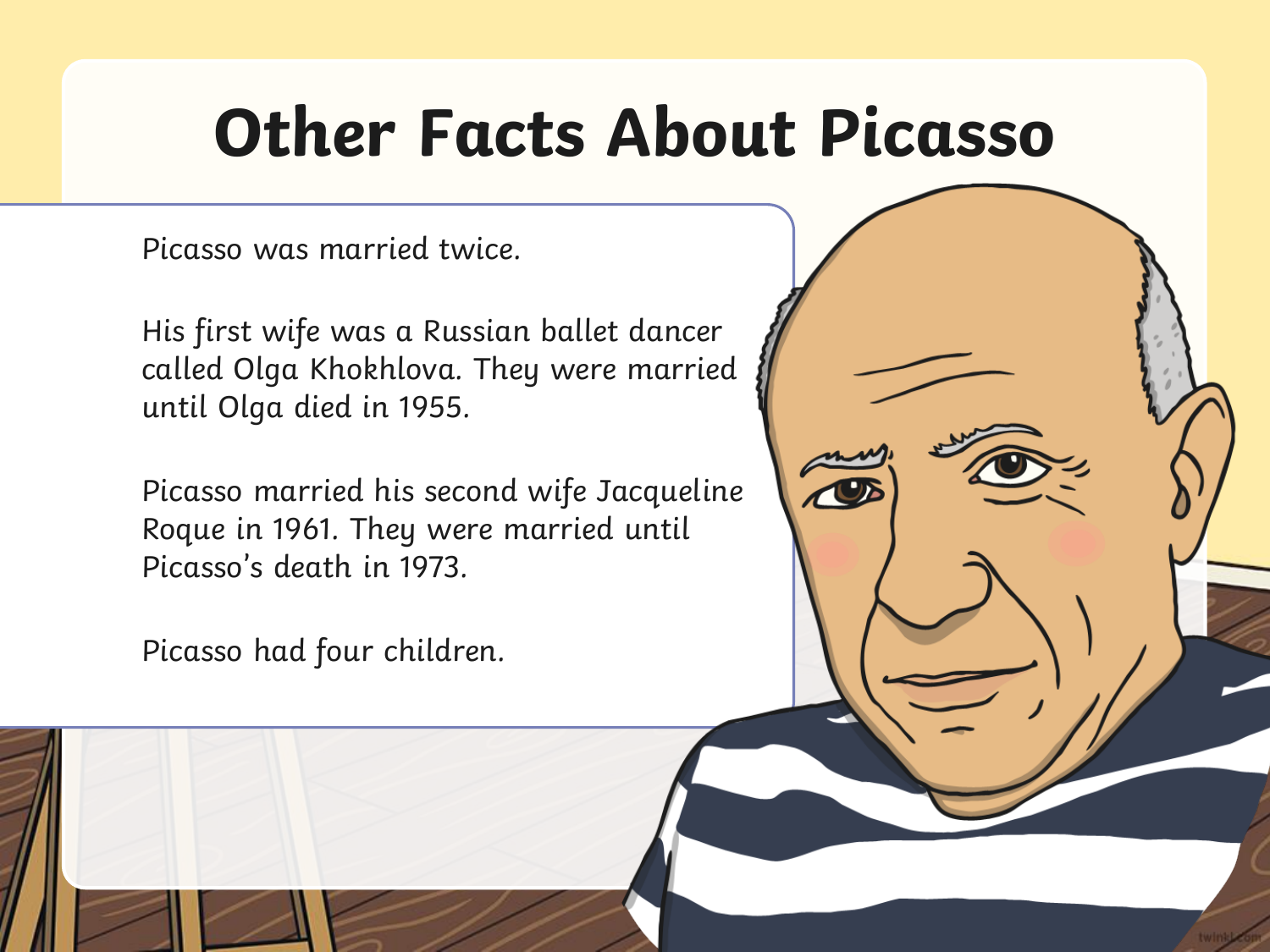# Other Facts About Picasso

Picasso was married twice.

His first wife was a Russian ballet dancer called Olga Khokhlova. They were married until Olga died in 1955.

Picasso married his second wife Jacqueline Roque in 1961. They were married until Picasso's death in 1973.

Picasso had four children.